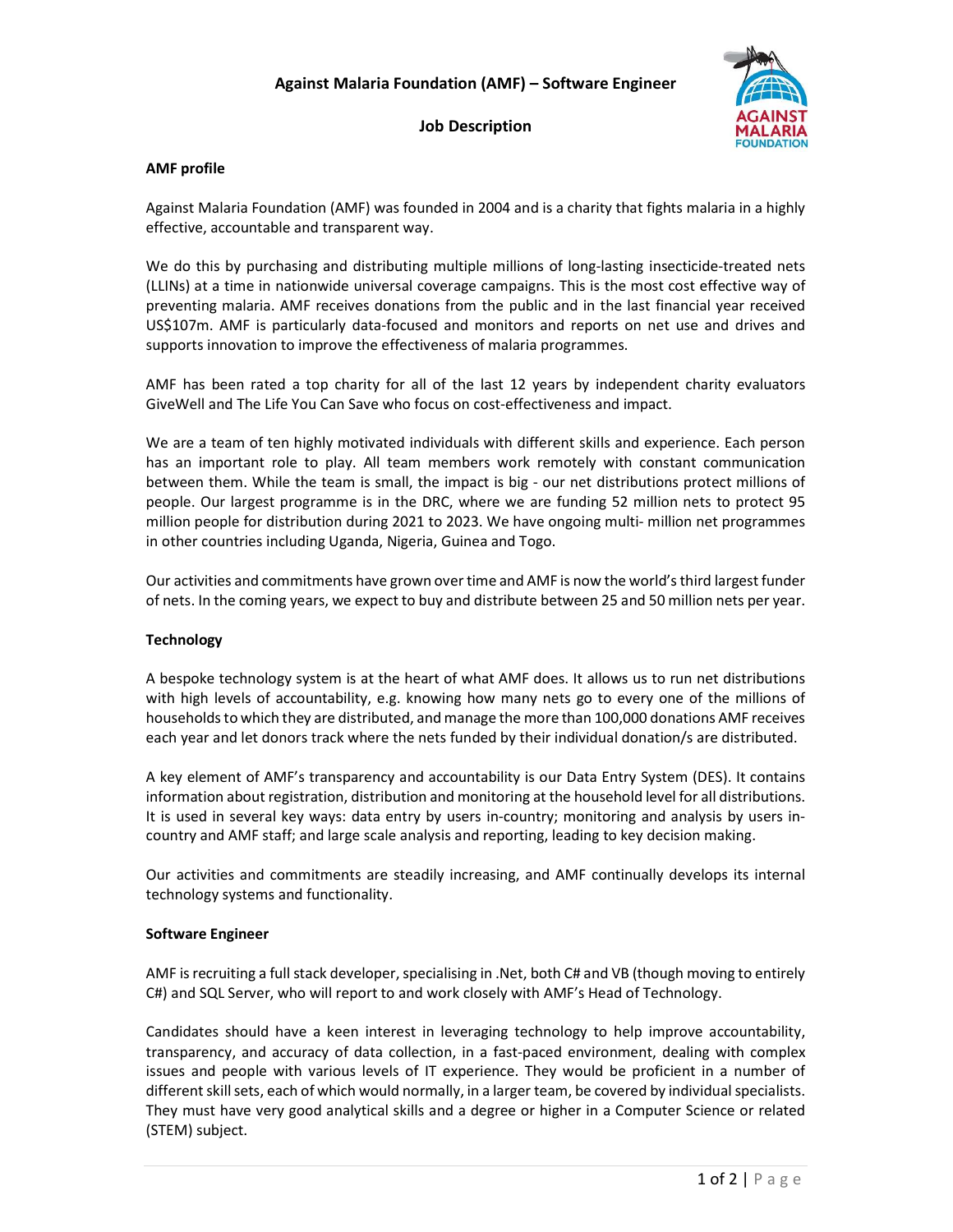# Against Malaria Foundation (AMF) – Software Engineer

## Job Description

### AMF profile

Against Malaria Foundation (AMF) was founded in 2004 and is a charity that fights malaria in a highly effective, accountable and transparent way.

We do this by purchasing and distributing multiple millions of long-lasting insecticide-treated nets (LLINs) at a time in nationwide universal coverage campaigns. This is the most cost effective way of preventing malaria. AMF receives donations from the public and in the last financial year received US$107m. AMF is particularly data-focused and monitors and reports on net use and drives and supports innovation to improve the effectiveness of malaria programmes.

AMF has been rated a top charity for all of the last 12 years by independent charity evaluators GiveWell and The Life You Can Save who focus on cost-effectiveness and impact.

We are a team of ten highly motivated individuals with different skills and experience. Each person has an important role to play. All team members work remotely with constant communication between them. While the team is small, the impact is big - our net distributions protect millions of people. Our largest programme is in the DRC, where we are funding 52 million nets to protect 95 million people for distribution during 2021 to 2023. We have ongoing multi- million net programmes in other countries including Uganda, Nigeria, Guinea and Togo.

Our activities and commitments have grown over time and AMF is now the world's third largest funder of nets. In the coming years, we expect to buy and distribute between 25 and 50 million nets per year.

### Technology

A bespoke technology system is at the heart of what AMF does. It allows us to run net distributions with high levels of accountability, e.g. knowing how many nets go to every one of the millions of households to which they are distributed, and manage the more than 100,000 donations AMF receives each year and let donors track where the nets funded by their individual donation/s are distributed.

A key element of AMF's transparency and accountability is our Data Entry System (DES). It contains information about registration, distribution and monitoring at the household level for all distributions. It is used in several key ways: data entry by users in-country; monitoring and analysis by users in-country and AMF staff; and large scale analysis and reporting, leading to key decision making.

Our activities and commitments are steadily increasing, and AMF continually develops its internal technology systems and functionality.

### Software Engineer

AMF is recruiting a full stack developer, specialising in .Net, both C# and VB (though moving to entirely C#) and SQL Server, who will report to and work closely with AMF's Head of Technology.

Candidates should have a keen interest in leveraging technology to help improve accountability, transparency, and accuracy of data collection, in a fast-paced environment, dealing with complex issues and people with various levels of IT experience. They would be proficient in a number of different skill sets, each of which would normally, in a larger team, be covered by individual specialists. They must have very good analytical skills and a degree or higher in a Computer Science or related (STEM) subject.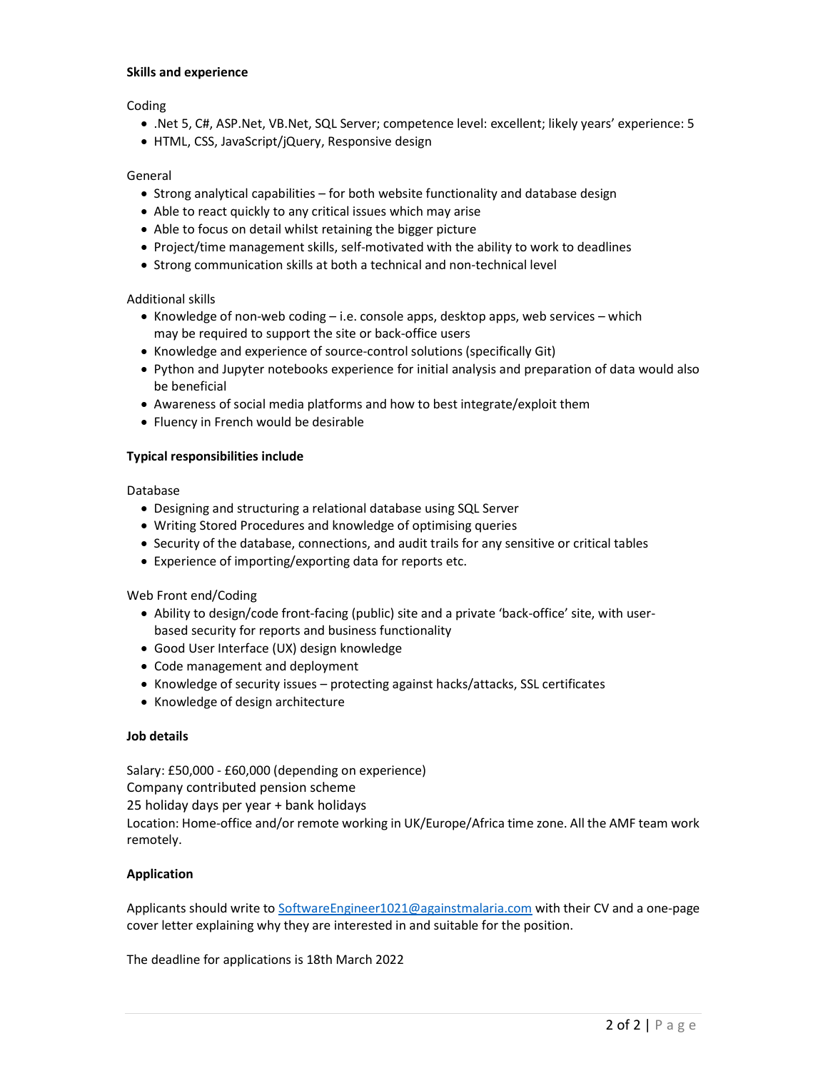**Skills and experience**

Coding

- .Net 5, C#, ASP.Net, VB.Net, SQL Server; competence level: excellent; likely years' experience: 5
- HTML, CSS, JavaScript/jQuery, Responsive design

General

- Strong analytical capabilities – for both website functionality and database design
- Able to react quickly to any critical issues which may arise
- Able to focus on detail whilst retaining the bigger picture
- Project/time management skills, self-motivated with the ability to work to deadlines
- Strong communication skills at both a technical and non-technical level

Additional skills

- Knowledge of non-web coding – i.e. console apps, desktop apps, web services – which may be required to support the site or back-office users
- Knowledge and experience of source-control solutions (specifically Git)
- Python and Jupyter notebooks experience for initial analysis and preparation of data would also be beneficial
- Awareness of social media platforms and how to best integrate/exploit them
- Fluency in French would be desirable

**Typical responsibilities include**

Database

- Designing and structuring a relational database using SQL Server
- Writing Stored Procedures and knowledge of optimising queries
- Security of the database, connections, and audit trails for any sensitive or critical tables
- Experience of importing/exporting data for reports etc.

Web Front end/Coding

- Ability to design/code front-facing (public) site and a private 'back-office' site, with user-based security for reports and business functionality
- Good User Interface (UX) design knowledge
- Code management and deployment
- Knowledge of security issues – protecting against hacks/attacks, SSL certificates
- Knowledge of design architecture

**Job details**

Salary: £50,000 - £60,000 (depending on experience)
Company contributed pension scheme
25 holiday days per year + bank holidays
Location: Home-office and/or remote working in UK/Europe/Africa time zone. All the AMF team work remotely.

**Application**

Applicants should write to SoftwareEngineer1021@againstmalaria.com with their CV and a one-page cover letter explaining why they are interested in and suitable for the position.

The deadline for applications is 18th March 2022